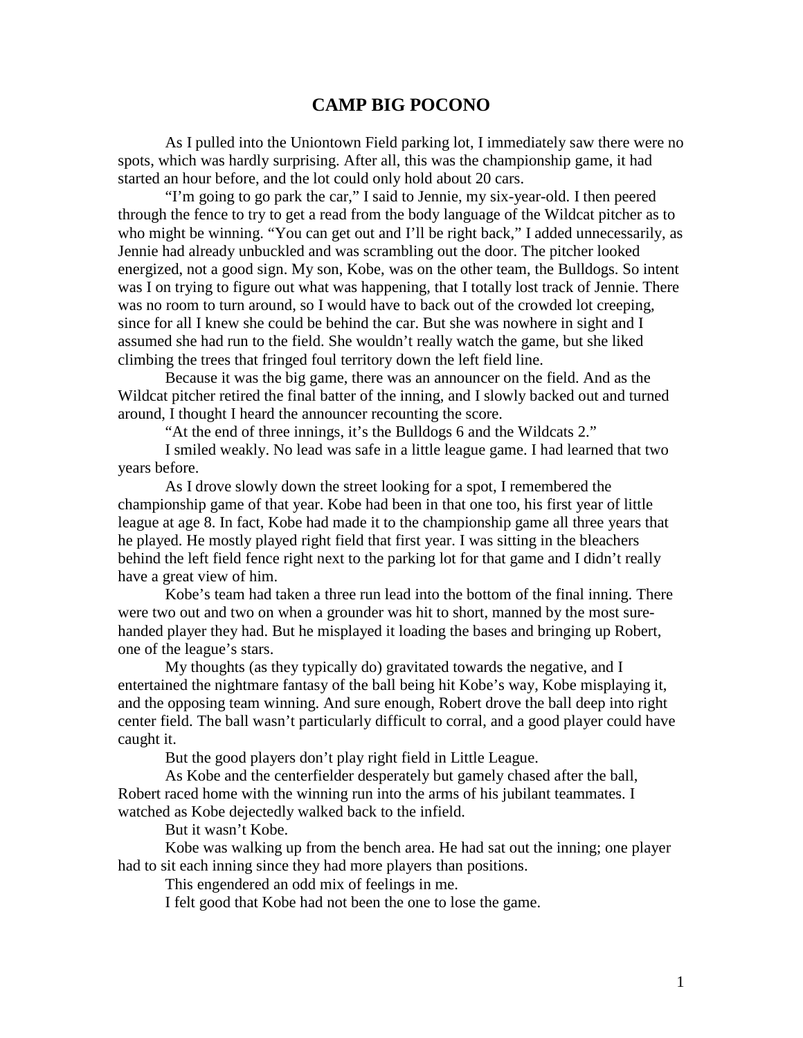# CAMP BIG POCONO

As I pulled into the Uniontown Field parking lot, I immediately saw there were no spots, which was hardly surprising. After all, this was the championship game, it had started an hour before, and the lot could only hold about 20 cars.

"I'm going to go park the car," I said to Jennie, my six-year-old. I then peered through the fence to try to get a read from the body language of the Wildcat pitcher as to who might be winning. "You can get out and I'll be right back," I added unnecessarily, as Jennie had already unbuckled and was scrambling out the door. The pitcher looked energized, not a good sign. My son, Kobe, was on the other team, the Bulldogs. So intent was I on trying to figure out what was happening, that I totally lost track of Jennie. There was no room to turn around, so I would have to back out of the crowded lot creeping, since for all I knew she could be behind the car. But she was nowhere in sight and I assumed she had run to the field. She wouldn't really watch the game, but she liked climbing the trees that fringed foul territory down the left field line.

Because it was the big game, there was an announcer on the field. And as the Wildcat pitcher retired the final batter of the inning, and I slowly backed out and turned around, I thought I heard the announcer recounting the score.

"At the end of three innings, it's the Bulldogs 6 and the Wildcats 2."

I smiled weakly. No lead was safe in a little league game. I had learned that two years before.

As I drove slowly down the street looking for a spot, I remembered the championship game of that year. Kobe had been in that one too, his first year of little league at age 8. In fact, Kobe had made it to the championship game all three years that he played. He mostly played right field that first year. I was sitting in the bleachers behind the left field fence right next to the parking lot for that game and I didn't really have a great view of him.

Kobe's team had taken a three run lead into the bottom of the final inning. There were two out and two on when a grounder was hit to short, manned by the most sure-handed player they had. But he misplayed it loading the bases and bringing up Robert, one of the league's stars.

My thoughts (as they typically do) gravitated towards the negative, and I entertained the nightmare fantasy of the ball being hit Kobe's way, Kobe misplaying it, and the opposing team winning. And sure enough, Robert drove the ball deep into right center field. The ball wasn't particularly difficult to corral, and a good player could have caught it.

But the good players don't play right field in Little League.

As Kobe and the centerfielder desperately but gamely chased after the ball, Robert raced home with the winning run into the arms of his jubilant teammates. I watched as Kobe dejectedly walked back to the infield.

But it wasn't Kobe.

Kobe was walking up from the bench area. He had sat out the inning; one player had to sit each inning since they had more players than positions.

This engendered an odd mix of feelings in me.

I felt good that Kobe had not been the one to lose the game.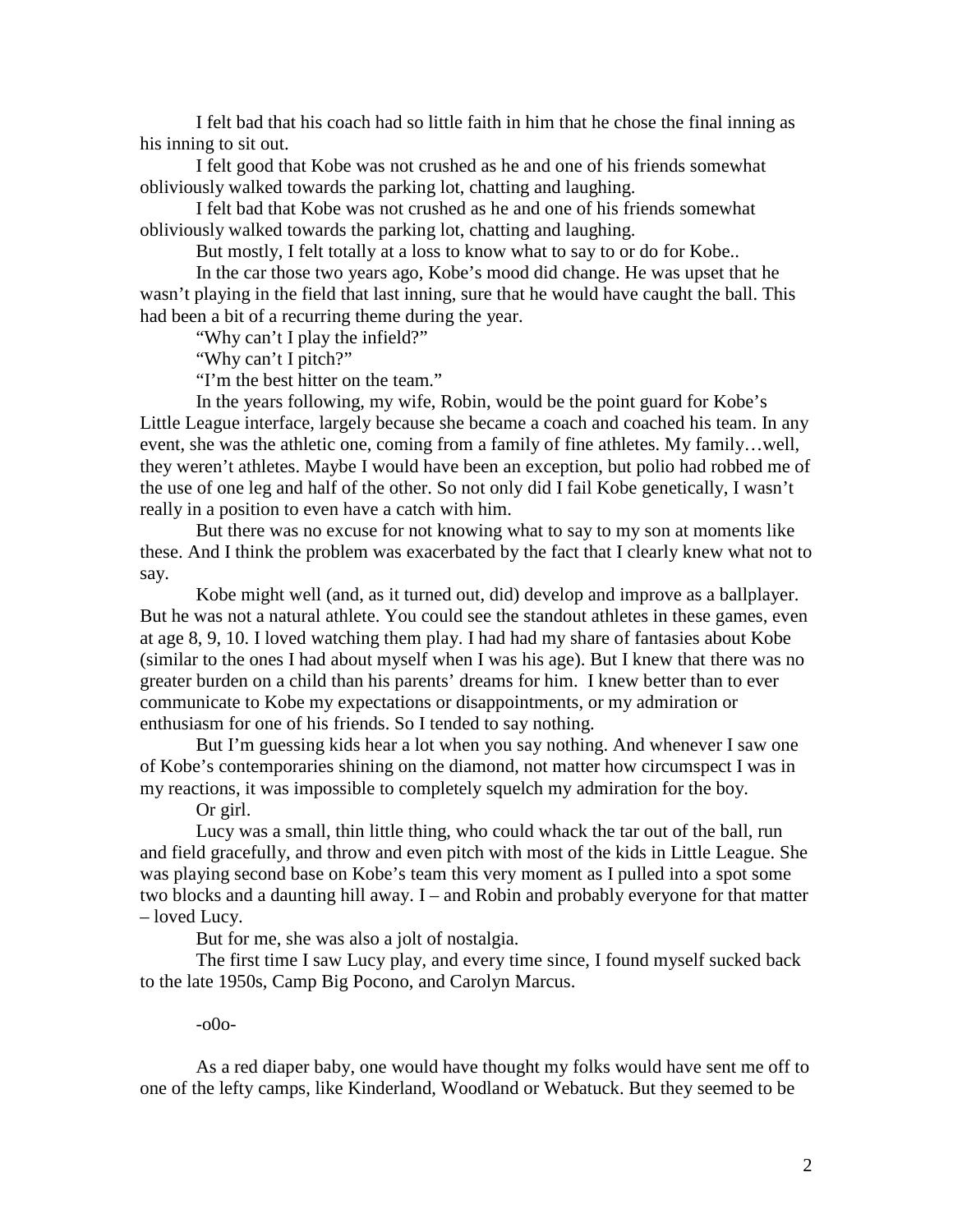I felt bad that his coach had so little faith in him that he chose the final inning as his inning to sit out.

I felt good that Kobe was not crushed as he and one of his friends somewhat obliviously walked towards the parking lot, chatting and laughing.

I felt bad that Kobe was not crushed as he and one of his friends somewhat obliviously walked towards the parking lot, chatting and laughing.

But mostly, I felt totally at a loss to know what to say to or do for Kobe..

In the car those two years ago, Kobe's mood did change. He was upset that he wasn't playing in the field that last inning, sure that he would have caught the ball. This had been a bit of a recurring theme during the year.

"Why can't I play the infield?"

"Why can't I pitch?"

"I'm the best hitter on the team."

In the years following, my wife, Robin, would be the point guard for Kobe's Little League interface, largely because she became a coach and coached his team. In any event, she was the athletic one, coming from a family of fine athletes. My family…well, they weren't athletes. Maybe I would have been an exception, but polio had robbed me of the use of one leg and half of the other. So not only did I fail Kobe genetically, I wasn't really in a position to even have a catch with him.

But there was no excuse for not knowing what to say to my son at moments like these. And I think the problem was exacerbated by the fact that I clearly knew what not to say.

Kobe might well (and, as it turned out, did) develop and improve as a ballplayer. But he was not a natural athlete. You could see the standout athletes in these games, even at age 8, 9, 10. I loved watching them play. I had had my share of fantasies about Kobe (similar to the ones I had about myself when I was his age). But I knew that there was no greater burden on a child than his parents' dreams for him. I knew better than to ever communicate to Kobe my expectations or disappointments, or my admiration or enthusiasm for one of his friends. So I tended to say nothing.

But I'm guessing kids hear a lot when you say nothing. And whenever I saw one of Kobe's contemporaries shining on the diamond, not matter how circumspect I was in my reactions, it was impossible to completely squelch my admiration for the boy.

Or girl.

Lucy was a small, thin little thing, who could whack the tar out of the ball, run and field gracefully, and throw and even pitch with most of the kids in Little League. She was playing second base on Kobe's team this very moment as I pulled into a spot some two blocks and a daunting hill away. I – and Robin and probably everyone for that matter – loved Lucy.

But for me, she was also a jolt of nostalgia.

The first time I saw Lucy play, and every time since, I found myself sucked back to the late 1950s, Camp Big Pocono, and Carolyn Marcus.

-o0o-

As a red diaper baby, one would have thought my folks would have sent me off to one of the lefty camps, like Kinderland, Woodland or Webatuck. But they seemed to be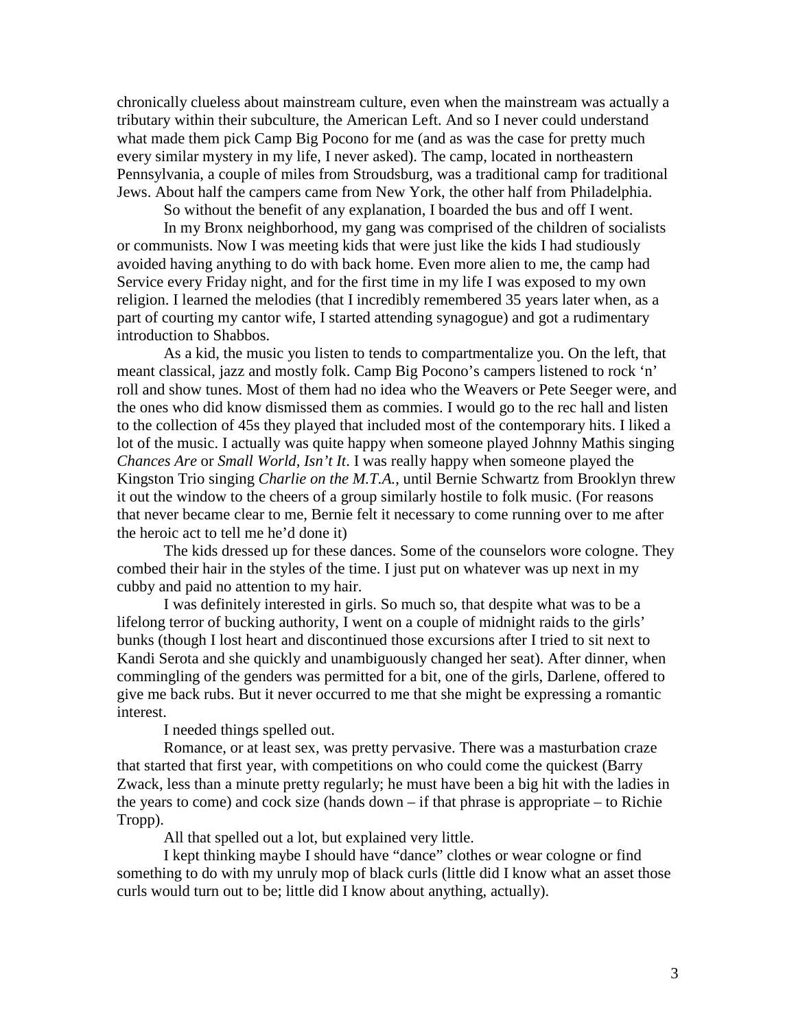chronically clueless about mainstream culture, even when the mainstream was actually a tributary within their subculture, the American Left. And so I never could understand what made them pick Camp Big Pocono for me (and as was the case for pretty much every similar mystery in my life, I never asked). The camp, located in northeastern Pennsylvania, a couple of miles from Stroudsburg, was a traditional camp for traditional Jews. About half the campers came from New York, the other half from Philadelphia.

So without the benefit of any explanation, I boarded the bus and off I went.

In my Bronx neighborhood, my gang was comprised of the children of socialists or communists. Now I was meeting kids that were just like the kids I had studiously avoided having anything to do with back home. Even more alien to me, the camp had Service every Friday night, and for the first time in my life I was exposed to my own religion. I learned the melodies (that I incredibly remembered 35 years later when, as a part of courting my cantor wife, I started attending synagogue) and got a rudimentary introduction to Shabbos.

As a kid, the music you listen to tends to compartmentalize you. On the left, that meant classical, jazz and mostly folk. Camp Big Pocono's campers listened to rock 'n' roll and show tunes. Most of them had no idea who the Weavers or Pete Seeger were, and the ones who did know dismissed them as commies. I would go to the rec hall and listen to the collection of 45s they played that included most of the contemporary hits. I liked a lot of the music. I actually was quite happy when someone played Johnny Mathis singing *Chances Are* or *Small World, Isn't It*. I was really happy when someone played the Kingston Trio singing *Charlie on the M.T.A.*, until Bernie Schwartz from Brooklyn threw it out the window to the cheers of a group similarly hostile to folk music. (For reasons that never became clear to me, Bernie felt it necessary to come running over to me after the heroic act to tell me he'd done it)

The kids dressed up for these dances. Some of the counselors wore cologne. They combed their hair in the styles of the time. I just put on whatever was up next in my cubby and paid no attention to my hair.

I was definitely interested in girls. So much so, that despite what was to be a lifelong terror of bucking authority, I went on a couple of midnight raids to the girls' bunks (though I lost heart and discontinued those excursions after I tried to sit next to Kandi Serota and she quickly and unambiguously changed her seat). After dinner, when commingling of the genders was permitted for a bit, one of the girls, Darlene, offered to give me back rubs. But it never occurred to me that she might be expressing a romantic interest.

I needed things spelled out.

Romance, or at least sex, was pretty pervasive. There was a masturbation craze that started that first year, with competitions on who could come the quickest (Barry Zwack, less than a minute pretty regularly; he must have been a big hit with the ladies in the years to come) and cock size (hands down – if that phrase is appropriate – to Richie Tropp).

All that spelled out a lot, but explained very little.

I kept thinking maybe I should have "dance" clothes or wear cologne or find something to do with my unruly mop of black curls (little did I know what an asset those curls would turn out to be; little did I know about anything, actually).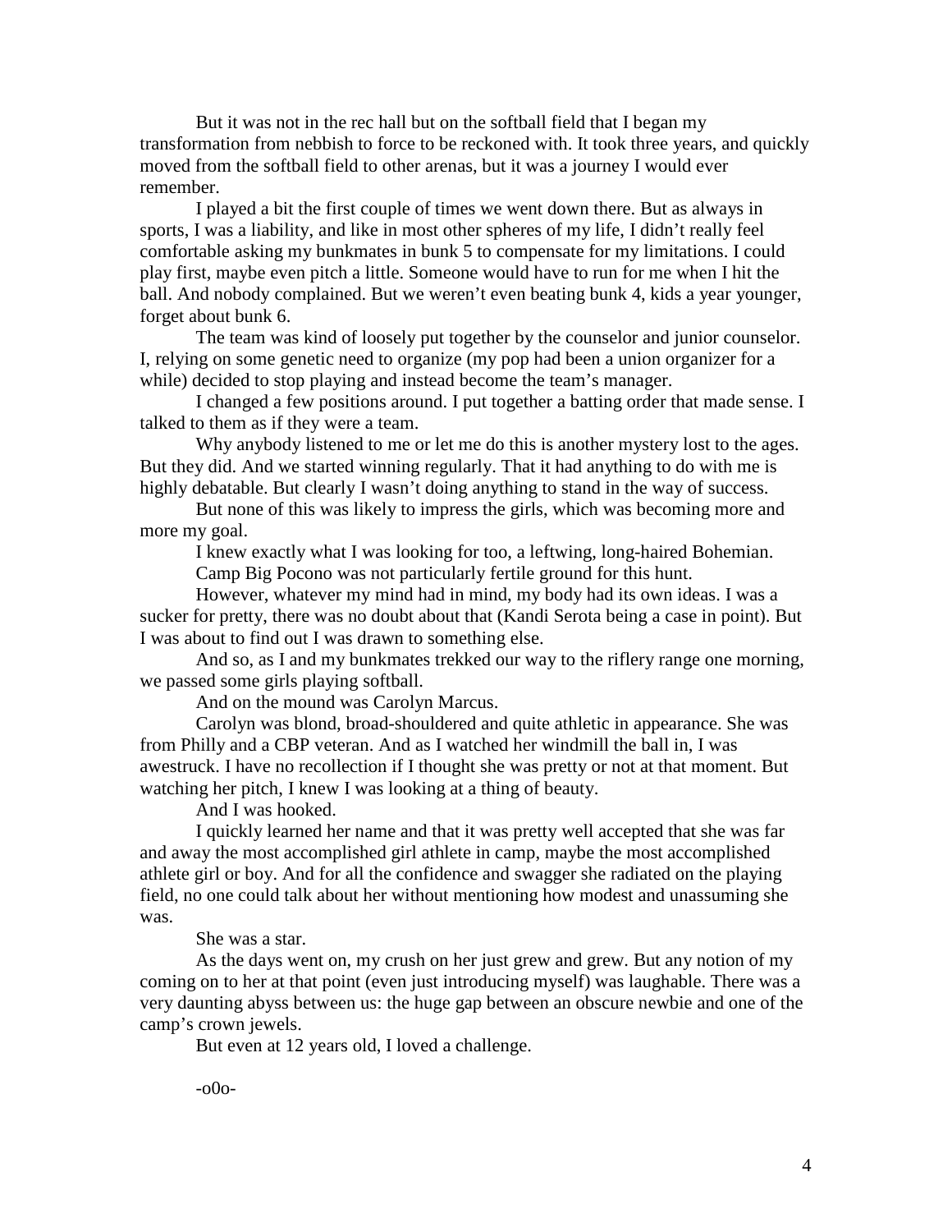But it was not in the rec hall but on the softball field that I began my transformation from nebbish to force to be reckoned with. It took three years, and quickly moved from the softball field to other arenas, but it was a journey I would ever remember.

I played a bit the first couple of times we went down there. But as always in sports, I was a liability, and like in most other spheres of my life, I didn't really feel comfortable asking my bunkmates in bunk 5 to compensate for my limitations. I could play first, maybe even pitch a little. Someone would have to run for me when I hit the ball. And nobody complained. But we weren't even beating bunk 4, kids a year younger, forget about bunk 6.

The team was kind of loosely put together by the counselor and junior counselor. I, relying on some genetic need to organize (my pop had been a union organizer for a while) decided to stop playing and instead become the team's manager.

I changed a few positions around. I put together a batting order that made sense. I talked to them as if they were a team.

Why anybody listened to me or let me do this is another mystery lost to the ages. But they did. And we started winning regularly. That it had anything to do with me is highly debatable. But clearly I wasn't doing anything to stand in the way of success.

But none of this was likely to impress the girls, which was becoming more and more my goal.

I knew exactly what I was looking for too, a leftwing, long-haired Bohemian.

Camp Big Pocono was not particularly fertile ground for this hunt.

However, whatever my mind had in mind, my body had its own ideas. I was a sucker for pretty, there was no doubt about that (Kandi Serota being a case in point). But I was about to find out I was drawn to something else.

And so, as I and my bunkmates trekked our way to the riflery range one morning, we passed some girls playing softball.

And on the mound was Carolyn Marcus.

Carolyn was blond, broad-shouldered and quite athletic in appearance. She was from Philly and a CBP veteran. And as I watched her windmill the ball in, I was awestruck. I have no recollection if I thought she was pretty or not at that moment. But watching her pitch, I knew I was looking at a thing of beauty.

And I was hooked.

I quickly learned her name and that it was pretty well accepted that she was far and away the most accomplished girl athlete in camp, maybe the most accomplished athlete girl or boy. And for all the confidence and swagger she radiated on the playing field, no one could talk about her without mentioning how modest and unassuming she was.

She was a star.

As the days went on, my crush on her just grew and grew. But any notion of my coming on to her at that point (even just introducing myself) was laughable. There was a very daunting abyss between us: the huge gap between an obscure newbie and one of the camp's crown jewels.

But even at 12 years old, I loved a challenge.

-o0o-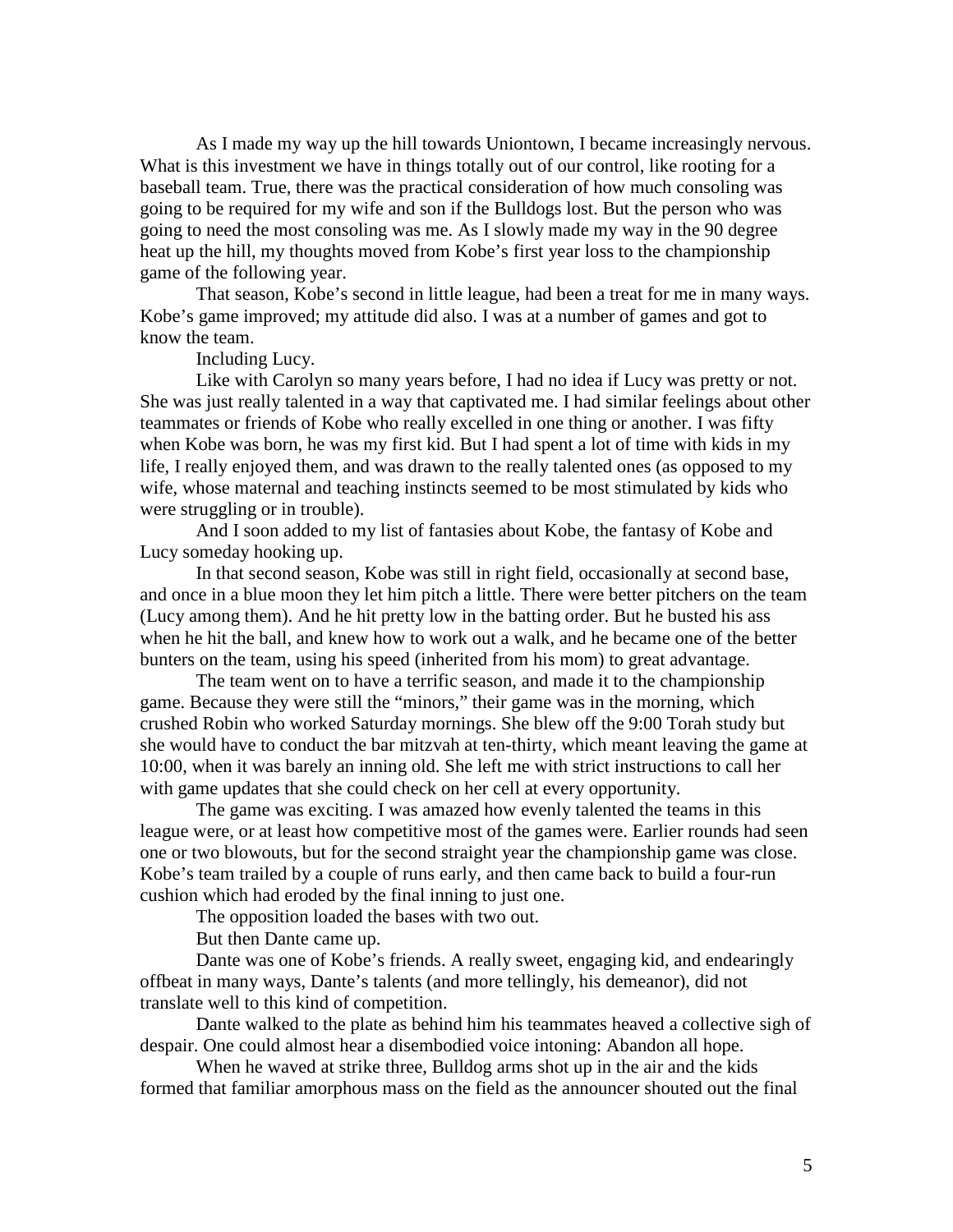As I made my way up the hill towards Uniontown, I became increasingly nervous. What is this investment we have in things totally out of our control, like rooting for a baseball team. True, there was the practical consideration of how much consoling was going to be required for my wife and son if the Bulldogs lost. But the person who was going to need the most consoling was me. As I slowly made my way in the 90 degree heat up the hill, my thoughts moved from Kobe's first year loss to the championship game of the following year.

That season, Kobe's second in little league, had been a treat for me in many ways. Kobe's game improved; my attitude did also. I was at a number of games and got to know the team.

Including Lucy.

Like with Carolyn so many years before, I had no idea if Lucy was pretty or not. She was just really talented in a way that captivated me. I had similar feelings about other teammates or friends of Kobe who really excelled in one thing or another. I was fifty when Kobe was born, he was my first kid. But I had spent a lot of time with kids in my life, I really enjoyed them, and was drawn to the really talented ones (as opposed to my wife, whose maternal and teaching instincts seemed to be most stimulated by kids who were struggling or in trouble).

And I soon added to my list of fantasies about Kobe, the fantasy of Kobe and Lucy someday hooking up.

In that second season, Kobe was still in right field, occasionally at second base, and once in a blue moon they let him pitch a little. There were better pitchers on the team (Lucy among them). And he hit pretty low in the batting order. But he busted his ass when he hit the ball, and knew how to work out a walk, and he became one of the better bunters on the team, using his speed (inherited from his mom) to great advantage.

The team went on to have a terrific season, and made it to the championship game. Because they were still the "minors," their game was in the morning, which crushed Robin who worked Saturday mornings. She blew off the 9:00 Torah study but she would have to conduct the bar mitzvah at ten-thirty, which meant leaving the game at 10:00, when it was barely an inning old. She left me with strict instructions to call her with game updates that she could check on her cell at every opportunity.

The game was exciting. I was amazed how evenly talented the teams in this league were, or at least how competitive most of the games were. Earlier rounds had seen one or two blowouts, but for the second straight year the championship game was close. Kobe's team trailed by a couple of runs early, and then came back to build a four-run cushion which had eroded by the final inning to just one.

The opposition loaded the bases with two out.

But then Dante came up.

Dante was one of Kobe's friends. A really sweet, engaging kid, and endearingly offbeat in many ways, Dante's talents (and more tellingly, his demeanor), did not translate well to this kind of competition.

Dante walked to the plate as behind him his teammates heaved a collective sigh of despair. One could almost hear a disembodied voice intoning: Abandon all hope.

When he waved at strike three, Bulldog arms shot up in the air and the kids formed that familiar amorphous mass on the field as the announcer shouted out the final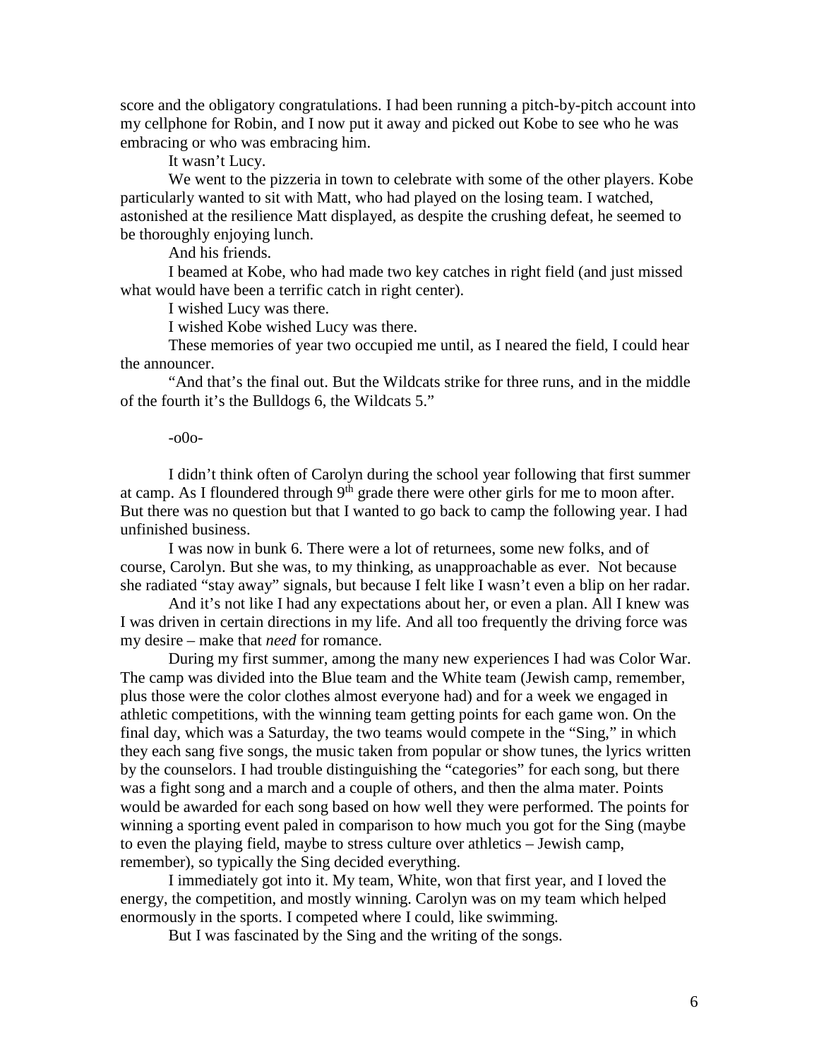score and the obligatory congratulations. I had been running a pitch-by-pitch account into my cellphone for Robin, and I now put it away and picked out Kobe to see who he was embracing or who was embracing him.

It wasn't Lucy.

We went to the pizzeria in town to celebrate with some of the other players. Kobe particularly wanted to sit with Matt, who had played on the losing team. I watched, astonished at the resilience Matt displayed, as despite the crushing defeat, he seemed to be thoroughly enjoying lunch.

And his friends.

I beamed at Kobe, who had made two key catches in right field (and just missed what would have been a terrific catch in right center).

I wished Lucy was there.

I wished Kobe wished Lucy was there.

These memories of year two occupied me until, as I neared the field, I could hear the announcer.

"And that's the final out. But the Wildcats strike for three runs, and in the middle of the fourth it's the Bulldogs 6, the Wildcats 5."

-o0o-

I didn't think often of Carolyn during the school year following that first summer at camp. As I floundered through 9th grade there were other girls for me to moon after. But there was no question but that I wanted to go back to camp the following year. I had unfinished business.

I was now in bunk 6. There were a lot of returnees, some new folks, and of course, Carolyn. But she was, to my thinking, as unapproachable as ever. Not because she radiated "stay away" signals, but because I felt like I wasn't even a blip on her radar.

And it's not like I had any expectations about her, or even a plan. All I knew was I was driven in certain directions in my life. And all too frequently the driving force was my desire – make that *need* for romance.

During my first summer, among the many new experiences I had was Color War. The camp was divided into the Blue team and the White team (Jewish camp, remember, plus those were the color clothes almost everyone had) and for a week we engaged in athletic competitions, with the winning team getting points for each game won. On the final day, which was a Saturday, the two teams would compete in the "Sing," in which they each sang five songs, the music taken from popular or show tunes, the lyrics written by the counselors. I had trouble distinguishing the "categories" for each song, but there was a fight song and a march and a couple of others, and then the alma mater. Points would be awarded for each song based on how well they were performed. The points for winning a sporting event paled in comparison to how much you got for the Sing (maybe to even the playing field, maybe to stress culture over athletics – Jewish camp, remember), so typically the Sing decided everything.

I immediately got into it. My team, White, won that first year, and I loved the energy, the competition, and mostly winning. Carolyn was on my team which helped enormously in the sports. I competed where I could, like swimming.

But I was fascinated by the Sing and the writing of the songs.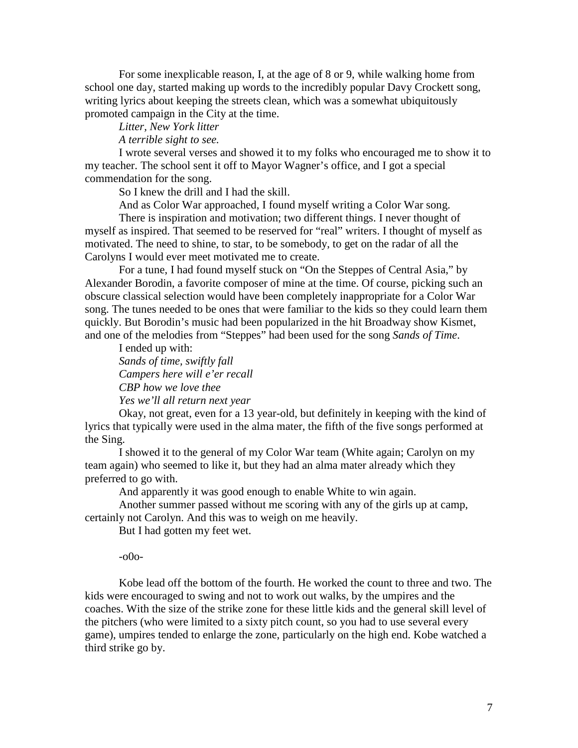For some inexplicable reason, I, at the age of 8 or 9, while walking home from school one day, started making up words to the incredibly popular Davy Crockett song, writing lyrics about keeping the streets clean, which was a somewhat ubiquitously promoted campaign in the City at the time.

*Litter, New York litter*
*A terrible sight to see.*

I wrote several verses and showed it to my folks who encouraged me to show it to my teacher. The school sent it off to Mayor Wagner's office, and I got a special commendation for the song.

So I knew the drill and I had the skill.

And as Color War approached, I found myself writing a Color War song.

There is inspiration and motivation; two different things. I never thought of myself as inspired. That seemed to be reserved for "real" writers. I thought of myself as motivated. The need to shine, to star, to be somebody, to get on the radar of all the Carolyns I would ever meet motivated me to create.

For a tune, I had found myself stuck on "On the Steppes of Central Asia," by Alexander Borodin, a favorite composer of mine at the time. Of course, picking such an obscure classical selection would have been completely inappropriate for a Color War song. The tunes needed to be ones that were familiar to the kids so they could learn them quickly. But Borodin's music had been popularized in the hit Broadway show Kismet, and one of the melodies from "Steppes" had been used for the song *Sands of Time*.

I ended up with:

*Sands of time, swiftly fall*
*Campers here will e'er recall*
*CBP how we love thee*
*Yes we'll all return next year*

Okay, not great, even for a 13 year-old, but definitely in keeping with the kind of lyrics that typically were used in the alma mater, the fifth of the five songs performed at the Sing.

I showed it to the general of my Color War team (White again; Carolyn on my team again) who seemed to like it, but they had an alma mater already which they preferred to go with.

And apparently it was good enough to enable White to win again.

Another summer passed without me scoring with any of the girls up at camp, certainly not Carolyn. And this was to weigh on me heavily.

But I had gotten my feet wet.

-o0o-

Kobe lead off the bottom of the fourth. He worked the count to three and two. The kids were encouraged to swing and not to work out walks, by the umpires and the coaches. With the size of the strike zone for these little kids and the general skill level of the pitchers (who were limited to a sixty pitch count, so you had to use several every game), umpires tended to enlarge the zone, particularly on the high end. Kobe watched a third strike go by.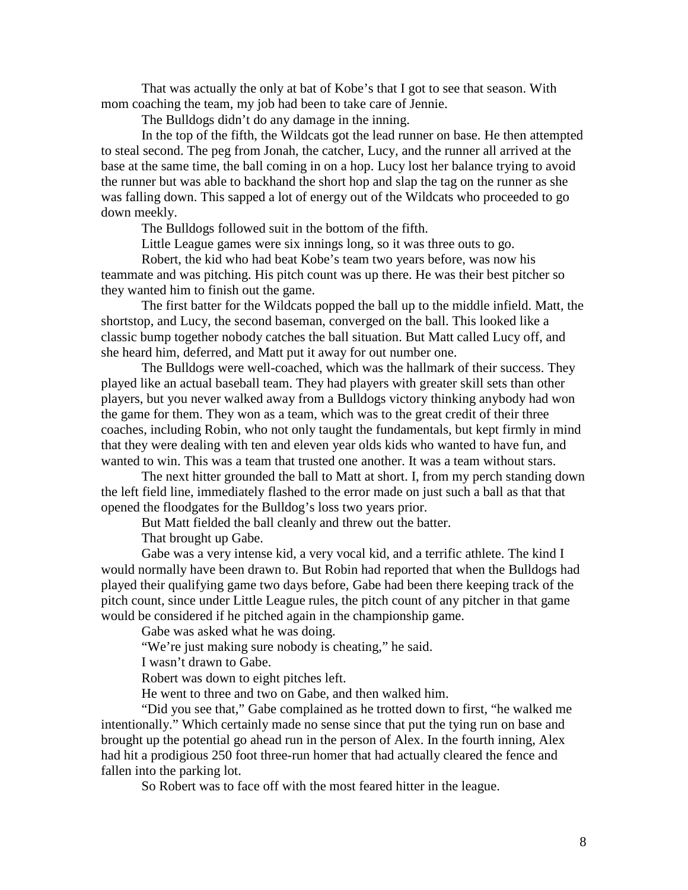That was actually the only at bat of Kobe's that I got to see that season. With mom coaching the team, my job had been to take care of Jennie.

The Bulldogs didn't do any damage in the inning.

In the top of the fifth, the Wildcats got the lead runner on base. He then attempted to steal second. The peg from Jonah, the catcher, Lucy, and the runner all arrived at the base at the same time, the ball coming in on a hop. Lucy lost her balance trying to avoid the runner but was able to backhand the short hop and slap the tag on the runner as she was falling down. This sapped a lot of energy out of the Wildcats who proceeded to go down meekly.

The Bulldogs followed suit in the bottom of the fifth.

Little League games were six innings long, so it was three outs to go.

Robert, the kid who had beat Kobe's team two years before, was now his teammate and was pitching. His pitch count was up there. He was their best pitcher so they wanted him to finish out the game.

The first batter for the Wildcats popped the ball up to the middle infield. Matt, the shortstop, and Lucy, the second baseman, converged on the ball. This looked like a classic bump together nobody catches the ball situation. But Matt called Lucy off, and she heard him, deferred, and Matt put it away for out number one.

The Bulldogs were well-coached, which was the hallmark of their success. They played like an actual baseball team. They had players with greater skill sets than other players, but you never walked away from a Bulldogs victory thinking anybody had won the game for them. They won as a team, which was to the great credit of their three coaches, including Robin, who not only taught the fundamentals, but kept firmly in mind that they were dealing with ten and eleven year olds kids who wanted to have fun, and wanted to win. This was a team that trusted one another. It was a team without stars.

The next hitter grounded the ball to Matt at short. I, from my perch standing down the left field line, immediately flashed to the error made on just such a ball as that that opened the floodgates for the Bulldog's loss two years prior.

But Matt fielded the ball cleanly and threw out the batter.

That brought up Gabe.

Gabe was a very intense kid, a very vocal kid, and a terrific athlete. The kind I would normally have been drawn to. But Robin had reported that when the Bulldogs had played their qualifying game two days before, Gabe had been there keeping track of the pitch count, since under Little League rules, the pitch count of any pitcher in that game would be considered if he pitched again in the championship game.

Gabe was asked what he was doing.

"We're just making sure nobody is cheating," he said.

I wasn't drawn to Gabe.

Robert was down to eight pitches left.

He went to three and two on Gabe, and then walked him.

"Did you see that," Gabe complained as he trotted down to first, "he walked me intentionally." Which certainly made no sense since that put the tying run on base and brought up the potential go ahead run in the person of Alex. In the fourth inning, Alex had hit a prodigious 250 foot three-run homer that had actually cleared the fence and fallen into the parking lot.

So Robert was to face off with the most feared hitter in the league.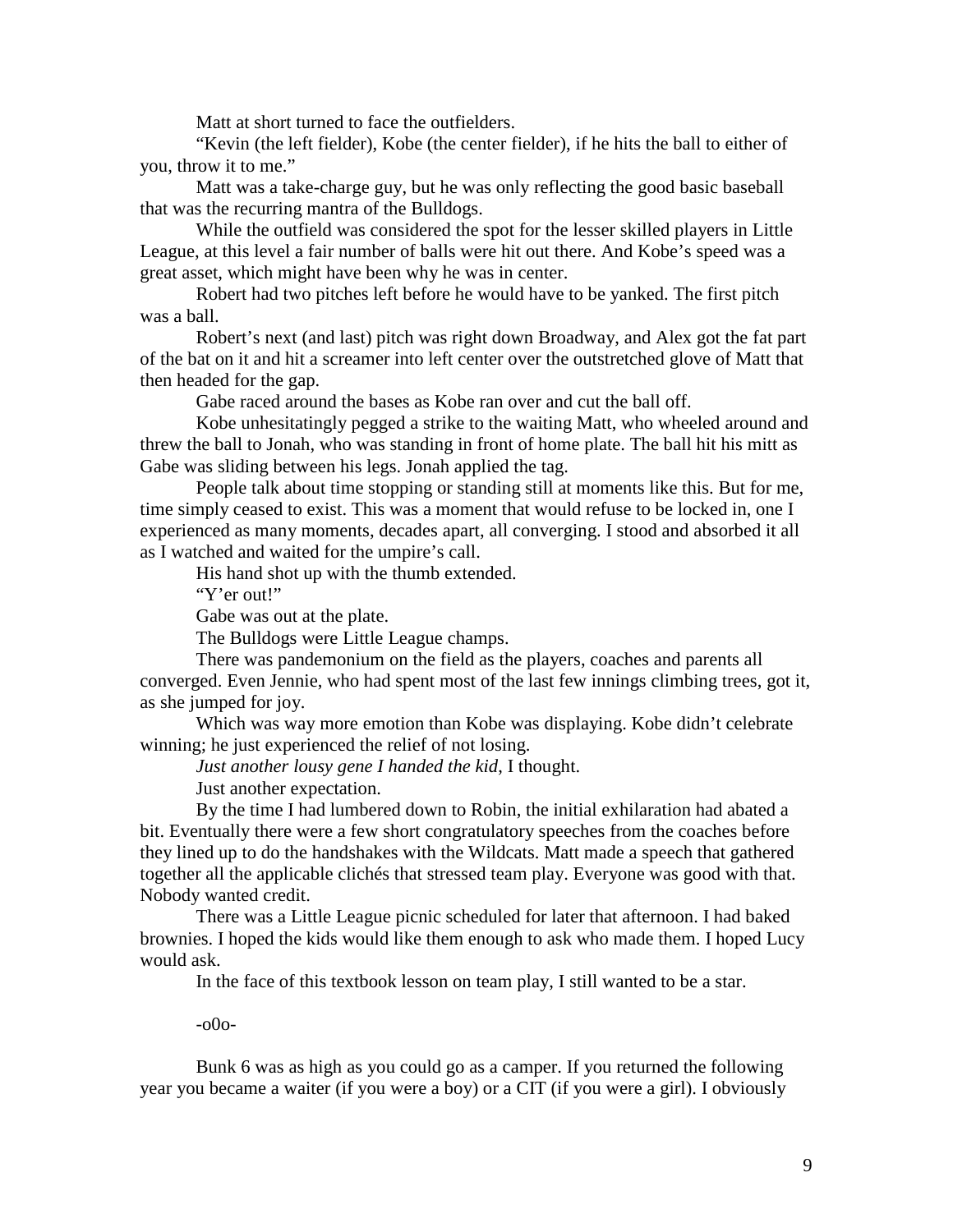Matt at short turned to face the outfielders.

“Kevin (the left fielder), Kobe (the center fielder), if he hits the ball to either of you, throw it to me.”

Matt was a take-charge guy, but he was only reflecting the good basic baseball that was the recurring mantra of the Bulldogs.

While the outfield was considered the spot for the lesser skilled players in Little League, at this level a fair number of balls were hit out there. And Kobe’s speed was a great asset, which might have been why he was in center.

Robert had two pitches left before he would have to be yanked. The first pitch was a ball.

Robert’s next (and last) pitch was right down Broadway, and Alex got the fat part of the bat on it and hit a screamer into left center over the outstretched glove of Matt that then headed for the gap.

Gabe raced around the bases as Kobe ran over and cut the ball off.

Kobe unhesitatingly pegged a strike to the waiting Matt, who wheeled around and threw the ball to Jonah, who was standing in front of home plate. The ball hit his mitt as Gabe was sliding between his legs. Jonah applied the tag.

People talk about time stopping or standing still at moments like this. But for me, time simply ceased to exist. This was a moment that would refuse to be locked in, one I experienced as many moments, decades apart, all converging. I stood and absorbed it all as I watched and waited for the umpire’s call.

His hand shot up with the thumb extended.

“Y’er out!”

Gabe was out at the plate.

The Bulldogs were Little League champs.

There was pandemonium on the field as the players, coaches and parents all converged. Even Jennie, who had spent most of the last few innings climbing trees, got it, as she jumped for joy.

Which was way more emotion than Kobe was displaying. Kobe didn’t celebrate winning; he just experienced the relief of not losing.

*Just another lousy gene I handed the kid*, I thought.

Just another expectation.

By the time I had lumbered down to Robin, the initial exhilaration had abated a bit. Eventually there were a few short congratulatory speeches from the coaches before they lined up to do the handshakes with the Wildcats. Matt made a speech that gathered together all the applicable clichés that stressed team play. Everyone was good with that. Nobody wanted credit.

There was a Little League picnic scheduled for later that afternoon. I had baked brownies. I hoped the kids would like them enough to ask who made them. I hoped Lucy would ask.

In the face of this textbook lesson on team play, I still wanted to be a star.

-o0o-

Bunk 6 was as high as you could go as a camper. If you returned the following year you became a waiter (if you were a boy) or a CIT (if you were a girl). I obviously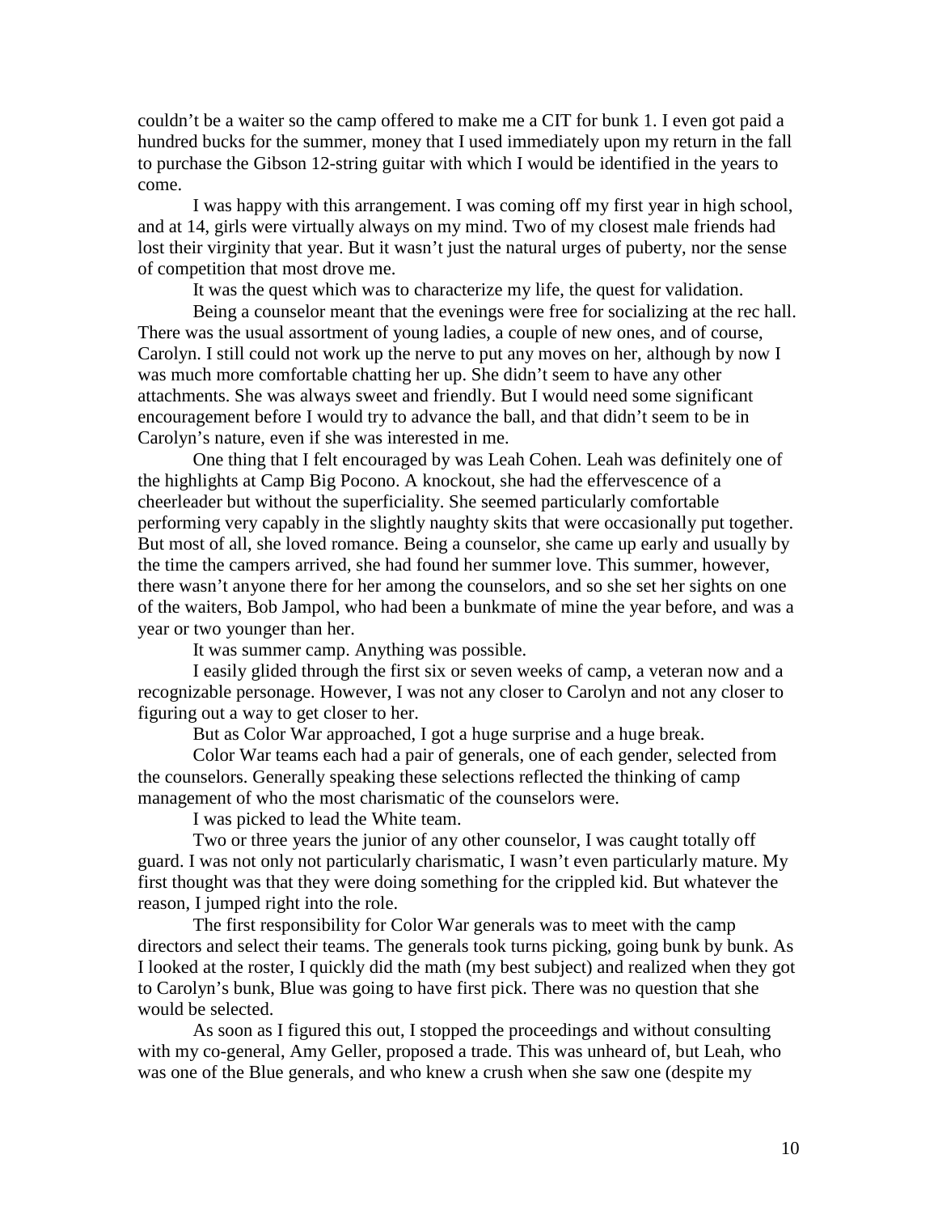couldn't be a waiter so the camp offered to make me a CIT for bunk 1. I even got paid a hundred bucks for the summer, money that I used immediately upon my return in the fall to purchase the Gibson 12-string guitar with which I would be identified in the years to come.

I was happy with this arrangement. I was coming off my first year in high school, and at 14, girls were virtually always on my mind. Two of my closest male friends had lost their virginity that year. But it wasn't just the natural urges of puberty, nor the sense of competition that most drove me.

It was the quest which was to characterize my life, the quest for validation.

Being a counselor meant that the evenings were free for socializing at the rec hall. There was the usual assortment of young ladies, a couple of new ones, and of course, Carolyn. I still could not work up the nerve to put any moves on her, although by now I was much more comfortable chatting her up. She didn't seem to have any other attachments. She was always sweet and friendly. But I would need some significant encouragement before I would try to advance the ball, and that didn't seem to be in Carolyn's nature, even if she was interested in me.

One thing that I felt encouraged by was Leah Cohen. Leah was definitely one of the highlights at Camp Big Pocono. A knockout, she had the effervescence of a cheerleader but without the superficiality. She seemed particularly comfortable performing very capably in the slightly naughty skits that were occasionally put together. But most of all, she loved romance. Being a counselor, she came up early and usually by the time the campers arrived, she had found her summer love. This summer, however, there wasn't anyone there for her among the counselors, and so she set her sights on one of the waiters, Bob Jampol, who had been a bunkmate of mine the year before, and was a year or two younger than her.

It was summer camp. Anything was possible.

I easily glided through the first six or seven weeks of camp, a veteran now and a recognizable personage. However, I was not any closer to Carolyn and not any closer to figuring out a way to get closer to her.

But as Color War approached, I got a huge surprise and a huge break.

Color War teams each had a pair of generals, one of each gender, selected from the counselors. Generally speaking these selections reflected the thinking of camp management of who the most charismatic of the counselors were.

I was picked to lead the White team.

Two or three years the junior of any other counselor, I was caught totally off guard. I was not only not particularly charismatic, I wasn't even particularly mature. My first thought was that they were doing something for the crippled kid. But whatever the reason, I jumped right into the role.

The first responsibility for Color War generals was to meet with the camp directors and select their teams. The generals took turns picking, going bunk by bunk. As I looked at the roster, I quickly did the math (my best subject) and realized when they got to Carolyn's bunk, Blue was going to have first pick. There was no question that she would be selected.

As soon as I figured this out, I stopped the proceedings and without consulting with my co-general, Amy Geller, proposed a trade. This was unheard of, but Leah, who was one of the Blue generals, and who knew a crush when she saw one (despite my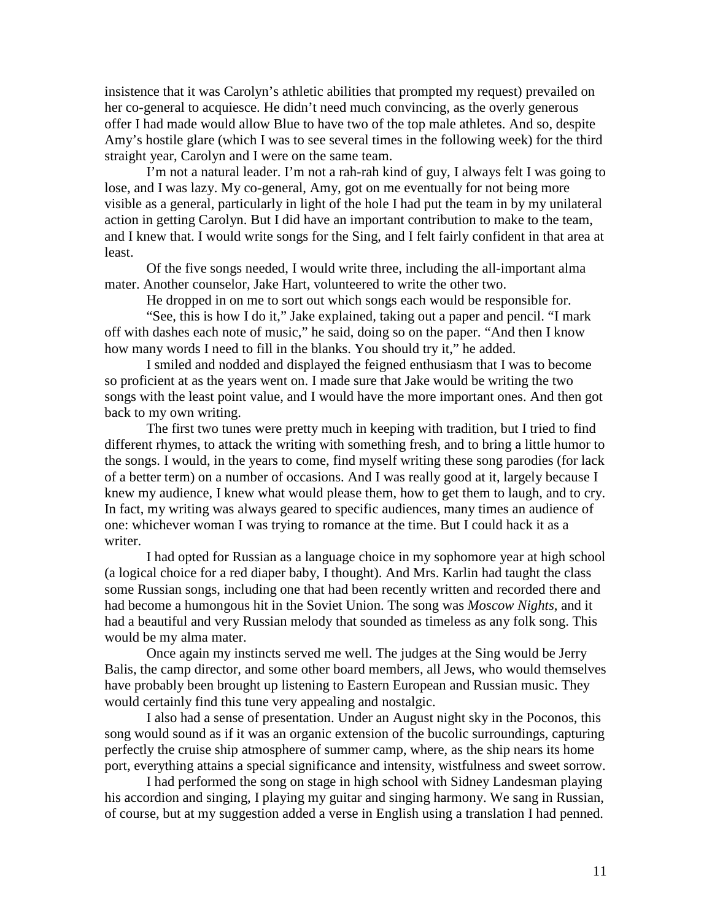insistence that it was Carolyn's athletic abilities that prompted my request) prevailed on her co-general to acquiesce. He didn't need much convincing, as the overly generous offer I had made would allow Blue to have two of the top male athletes. And so, despite Amy's hostile glare (which I was to see several times in the following week) for the third straight year, Carolyn and I were on the same team.

I'm not a natural leader. I'm not a rah-rah kind of guy, I always felt I was going to lose, and I was lazy. My co-general, Amy, got on me eventually for not being more visible as a general, particularly in light of the hole I had put the team in by my unilateral action in getting Carolyn. But I did have an important contribution to make to the team, and I knew that. I would write songs for the Sing, and I felt fairly confident in that area at least.

Of the five songs needed, I would write three, including the all-important alma mater. Another counselor, Jake Hart, volunteered to write the other two.

He dropped in on me to sort out which songs each would be responsible for.

"See, this is how I do it," Jake explained, taking out a paper and pencil. "I mark off with dashes each note of music," he said, doing so on the paper. "And then I know how many words I need to fill in the blanks. You should try it," he added.

I smiled and nodded and displayed the feigned enthusiasm that I was to become so proficient at as the years went on. I made sure that Jake would be writing the two songs with the least point value, and I would have the more important ones. And then got back to my own writing.

The first two tunes were pretty much in keeping with tradition, but I tried to find different rhymes, to attack the writing with something fresh, and to bring a little humor to the songs. I would, in the years to come, find myself writing these song parodies (for lack of a better term) on a number of occasions. And I was really good at it, largely because I knew my audience, I knew what would please them, how to get them to laugh, and to cry. In fact, my writing was always geared to specific audiences, many times an audience of one: whichever woman I was trying to romance at the time. But I could hack it as a writer.

I had opted for Russian as a language choice in my sophomore year at high school (a logical choice for a red diaper baby, I thought). And Mrs. Karlin had taught the class some Russian songs, including one that had been recently written and recorded there and had become a humongous hit in the Soviet Union. The song was *Moscow Nights*, and it had a beautiful and very Russian melody that sounded as timeless as any folk song. This would be my alma mater.

Once again my instincts served me well. The judges at the Sing would be Jerry Balis, the camp director, and some other board members, all Jews, who would themselves have probably been brought up listening to Eastern European and Russian music. They would certainly find this tune very appealing and nostalgic.

I also had a sense of presentation. Under an August night sky in the Poconos, this song would sound as if it was an organic extension of the bucolic surroundings, capturing perfectly the cruise ship atmosphere of summer camp, where, as the ship nears its home port, everything attains a special significance and intensity, wistfulness and sweet sorrow.

I had performed the song on stage in high school with Sidney Landesman playing his accordion and singing, I playing my guitar and singing harmony. We sang in Russian, of course, but at my suggestion added a verse in English using a translation I had penned.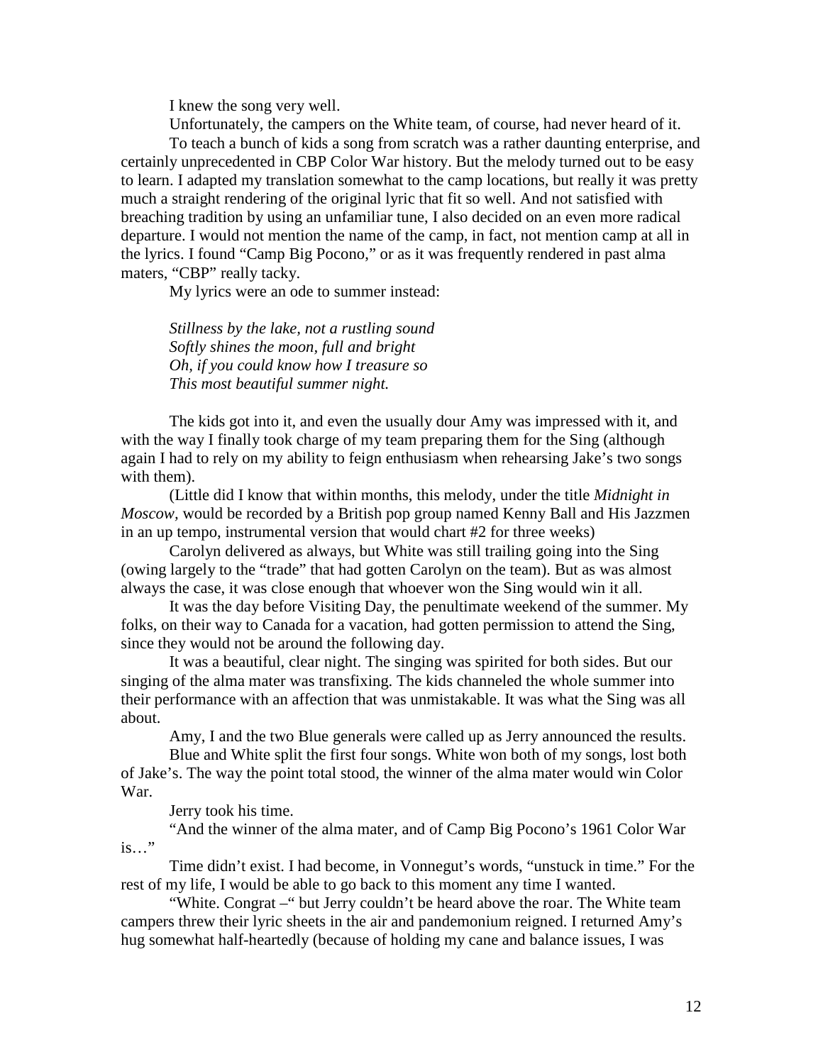I knew the song very well.

Unfortunately, the campers on the White team, of course, had never heard of it.

To teach a bunch of kids a song from scratch was a rather daunting enterprise, and certainly unprecedented in CBP Color War history. But the melody turned out to be easy to learn. I adapted my translation somewhat to the camp locations, but really it was pretty much a straight rendering of the original lyric that fit so well. And not satisfied with breaching tradition by using an unfamiliar tune, I also decided on an even more radical departure. I would not mention the name of the camp, in fact, not mention camp at all in the lyrics. I found "Camp Big Pocono," or as it was frequently rendered in past alma maters, "CBP" really tacky.

My lyrics were an ode to summer instead:

*Stillness by the lake, not a rustling sound*
*Softly shines the moon, full and bright*
*Oh, if you could know how I treasure so*
*This most beautiful summer night.*

The kids got into it, and even the usually dour Amy was impressed with it, and with the way I finally took charge of my team preparing them for the Sing (although again I had to rely on my ability to feign enthusiasm when rehearsing Jake's two songs with them).

(Little did I know that within months, this melody, under the title *Midnight in Moscow,* would be recorded by a British pop group named Kenny Ball and His Jazzmen in an up tempo, instrumental version that would chart #2 for three weeks)

Carolyn delivered as always, but White was still trailing going into the Sing (owing largely to the "trade" that had gotten Carolyn on the team). But as was almost always the case, it was close enough that whoever won the Sing would win it all.

It was the day before Visiting Day, the penultimate weekend of the summer. My folks, on their way to Canada for a vacation, had gotten permission to attend the Sing, since they would not be around the following day.

It was a beautiful, clear night. The singing was spirited for both sides. But our singing of the alma mater was transfixing. The kids channeled the whole summer into their performance with an affection that was unmistakable. It was what the Sing was all about.

Amy, I and the two Blue generals were called up as Jerry announced the results.

Blue and White split the first four songs. White won both of my songs, lost both of Jake's. The way the point total stood, the winner of the alma mater would win Color War.

Jerry took his time.

"And the winner of the alma mater, and of Camp Big Pocono's 1961 Color War is…"

Time didn't exist. I had become, in Vonnegut's words, "unstuck in time." For the rest of my life, I would be able to go back to this moment any time I wanted.

"White. Congrat –" but Jerry couldn't be heard above the roar. The White team campers threw their lyric sheets in the air and pandemonium reigned. I returned Amy's hug somewhat half-heartedly (because of holding my cane and balance issues, I was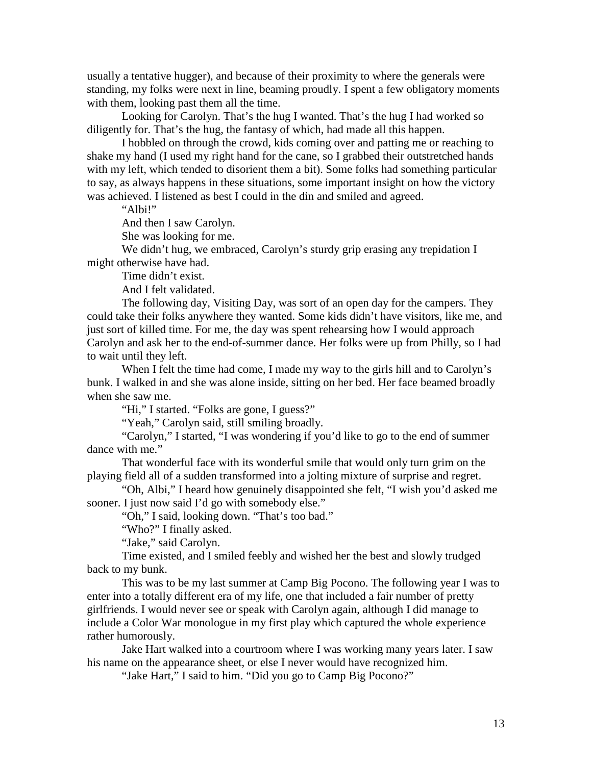usually a tentative hugger), and because of their proximity to where the generals were standing, my folks were next in line, beaming proudly. I spent a few obligatory moments with them, looking past them all the time.

Looking for Carolyn. That's the hug I wanted. That's the hug I had worked so diligently for. That's the hug, the fantasy of which, had made all this happen.

I hobbled on through the crowd, kids coming over and patting me or reaching to shake my hand (I used my right hand for the cane, so I grabbed their outstretched hands with my left, which tended to disorient them a bit). Some folks had something particular to say, as always happens in these situations, some important insight on how the victory was achieved. I listened as best I could in the din and smiled and agreed.

"Albi!"

And then I saw Carolyn.

She was looking for me.

We didn't hug, we embraced, Carolyn's sturdy grip erasing any trepidation I might otherwise have had.

Time didn't exist.

And I felt validated.

The following day, Visiting Day, was sort of an open day for the campers. They could take their folks anywhere they wanted. Some kids didn't have visitors, like me, and just sort of killed time. For me, the day was spent rehearsing how I would approach Carolyn and ask her to the end-of-summer dance. Her folks were up from Philly, so I had to wait until they left.

When I felt the time had come, I made my way to the girls hill and to Carolyn's bunk. I walked in and she was alone inside, sitting on her bed. Her face beamed broadly when she saw me.

"Hi," I started. "Folks are gone, I guess?"

"Yeah," Carolyn said, still smiling broadly.

"Carolyn," I started, "I was wondering if you'd like to go to the end of summer dance with me."

That wonderful face with its wonderful smile that would only turn grim on the playing field all of a sudden transformed into a jolting mixture of surprise and regret.

"Oh, Albi," I heard how genuinely disappointed she felt, "I wish you'd asked me sooner. I just now said I'd go with somebody else."

"Oh," I said, looking down. "That's too bad."

"Who?" I finally asked.

"Jake," said Carolyn.

Time existed, and I smiled feebly and wished her the best and slowly trudged back to my bunk.

This was to be my last summer at Camp Big Pocono. The following year I was to enter into a totally different era of my life, one that included a fair number of pretty girlfriends. I would never see or speak with Carolyn again, although I did manage to include a Color War monologue in my first play which captured the whole experience rather humorously.

Jake Hart walked into a courtroom where I was working many years later. I saw his name on the appearance sheet, or else I never would have recognized him.

"Jake Hart," I said to him. "Did you go to Camp Big Pocono?"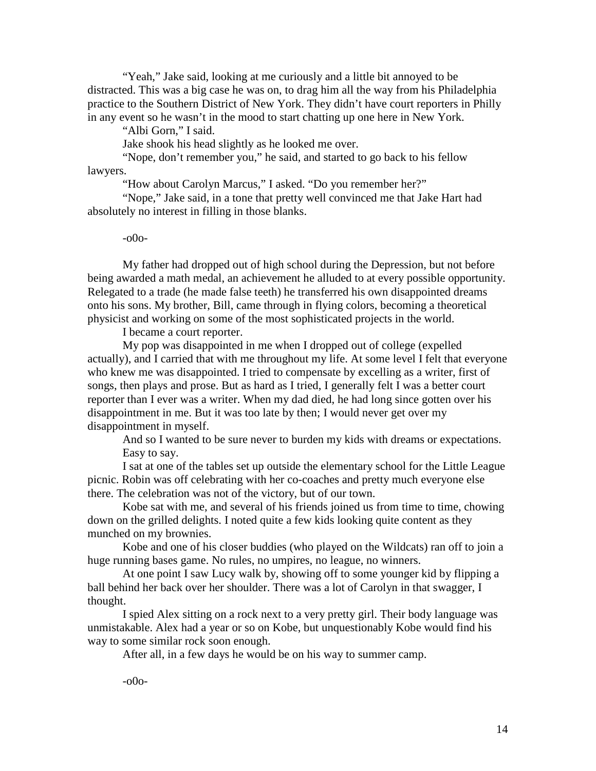"Yeah," Jake said, looking at me curiously and a little bit annoyed to be distracted. This was a big case he was on, to drag him all the way from his Philadelphia practice to the Southern District of New York. They didn't have court reporters in Philly in any event so he wasn't in the mood to start chatting up one here in New York.

"Albi Gorn," I said.

Jake shook his head slightly as he looked me over.

"Nope, don't remember you," he said, and started to go back to his fellow lawyers.

"How about Carolyn Marcus," I asked. "Do you remember her?"

"Nope," Jake said, in a tone that pretty well convinced me that Jake Hart had absolutely no interest in filling in those blanks.

-o0o-

My father had dropped out of high school during the Depression, but not before being awarded a math medal, an achievement he alluded to at every possible opportunity. Relegated to a trade (he made false teeth) he transferred his own disappointed dreams onto his sons. My brother, Bill, came through in flying colors, becoming a theoretical physicist and working on some of the most sophisticated projects in the world.

I became a court reporter.

My pop was disappointed in me when I dropped out of college (expelled actually), and I carried that with me throughout my life. At some level I felt that everyone who knew me was disappointed. I tried to compensate by excelling as a writer, first of songs, then plays and prose. But as hard as I tried, I generally felt I was a better court reporter than I ever was a writer. When my dad died, he had long since gotten over his disappointment in me. But it was too late by then; I would never get over my disappointment in myself.

And so I wanted to be sure never to burden my kids with dreams or expectations.

Easy to say.

I sat at one of the tables set up outside the elementary school for the Little League picnic. Robin was off celebrating with her co-coaches and pretty much everyone else there. The celebration was not of the victory, but of our town.

Kobe sat with me, and several of his friends joined us from time to time, chowing down on the grilled delights. I noted quite a few kids looking quite content as they munched on my brownies.

Kobe and one of his closer buddies (who played on the Wildcats) ran off to join a huge running bases game. No rules, no umpires, no league, no winners.

At one point I saw Lucy walk by, showing off to some younger kid by flipping a ball behind her back over her shoulder. There was a lot of Carolyn in that swagger, I thought.

I spied Alex sitting on a rock next to a very pretty girl. Their body language was unmistakable. Alex had a year or so on Kobe, but unquestionably Kobe would find his way to some similar rock soon enough.

After all, in a few days he would be on his way to summer camp.

-o0o-